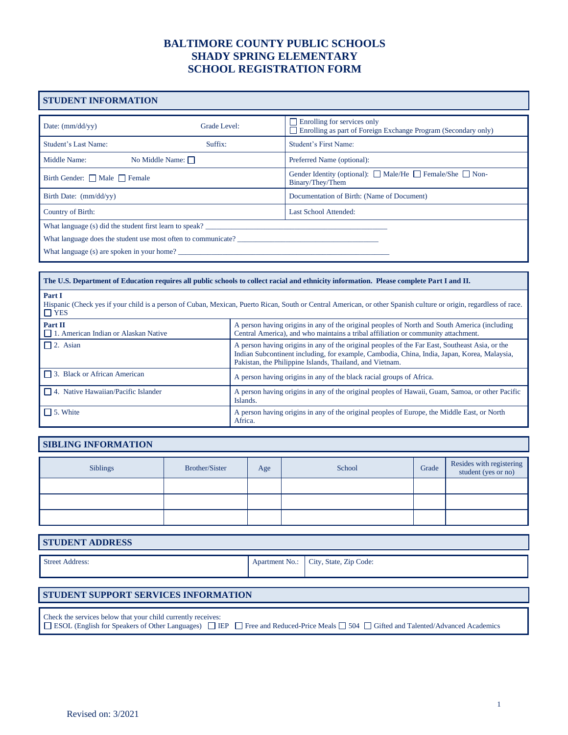# BALTIMORE COUNTY PUBLIC SCHOOLS
# SHADY SPRING ELEMENTARY
# SCHOOL REGISTRATION FORM

## STUDENT INFORMATION

| | |
|---|---|
| Date: (mm/dd/yy) Grade Level: | ☐ Enrolling for services only<br>☐ Enrolling as part of Foreign Exchange Program (Secondary only) |
| Student's Last Name: Suffix: | Student's First Name: |
| Middle Name: No Middle Name: ☐ | Preferred Name (optional): |
| Birth Gender: ☐ Male ☐ Female | Gender Identity (optional): ☐ Male/He ☐ Female/She ☐ Non-Binary/They/Them |
| Birth Date: (mm/dd/yy) | Documentation of Birth: (Name of Document) |
| Country of Birth: | Last School Attended: |

What language (s) did the student first learn to speak? ______________________________________________

What language does the student use most often to communicate? ____________________________________

What language (s) are spoken in your home? ______________________________________________________

**The U.S. Department of Education requires all public schools to collect racial and ethnicity information. Please complete Part I and II.**

**Part I**
Hispanic (Check yes if your child is a person of Cuban, Mexican, Puerto Rican, South or Central American, or other Spanish culture or origin, regardless of race.
☐ YES

| **Part II** | |
|---|---|
| ☐ 1. American Indian or Alaskan Native | A person having origins in any of the original peoples of North and South America (including Central America), and who maintains a tribal affiliation or community attachment. |
| ☐ 2. Asian | A person having origins in any of the original peoples of the Far East, Southeast Asia, or the Indian Subcontinent including, for example, Cambodia, China, India, Japan, Korea, Malaysia, Pakistan, the Philippine Islands, Thailand, and Vietnam. |
| ☐ 3. Black or African American | A person having origins in any of the black racial groups of Africa. |
| ☐ 4. Native Hawaiian/Pacific Islander | A person having origins in any of the original peoples of Hawaii, Guam, Samoa, or other Pacific Islands. |
| ☐ 5. White | A person having origins in any of the original peoples of Europe, the Middle East, or North Africa. |

## SIBLING INFORMATION

| Siblings | Brother/Sister | Age | School | Grade | Resides with registering student (yes or no) |
|---|---|---|---|---|---|
| | | | | | |
| | | | | | |
| | | | | | |

## STUDENT ADDRESS

| Street Address: | Apartment No.: | City, State, Zip Code: |
|---|---|---|

## STUDENT SUPPORT SERVICES INFORMATION

Check the services below that your child currently receives:
☐ ESOL (English for Speakers of Other Languages) ☐ IEP ☐ Free and Reduced-Price Meals ☐ 504 ☐ Gifted and Talented/Advanced Academics

Revised on: 3/2021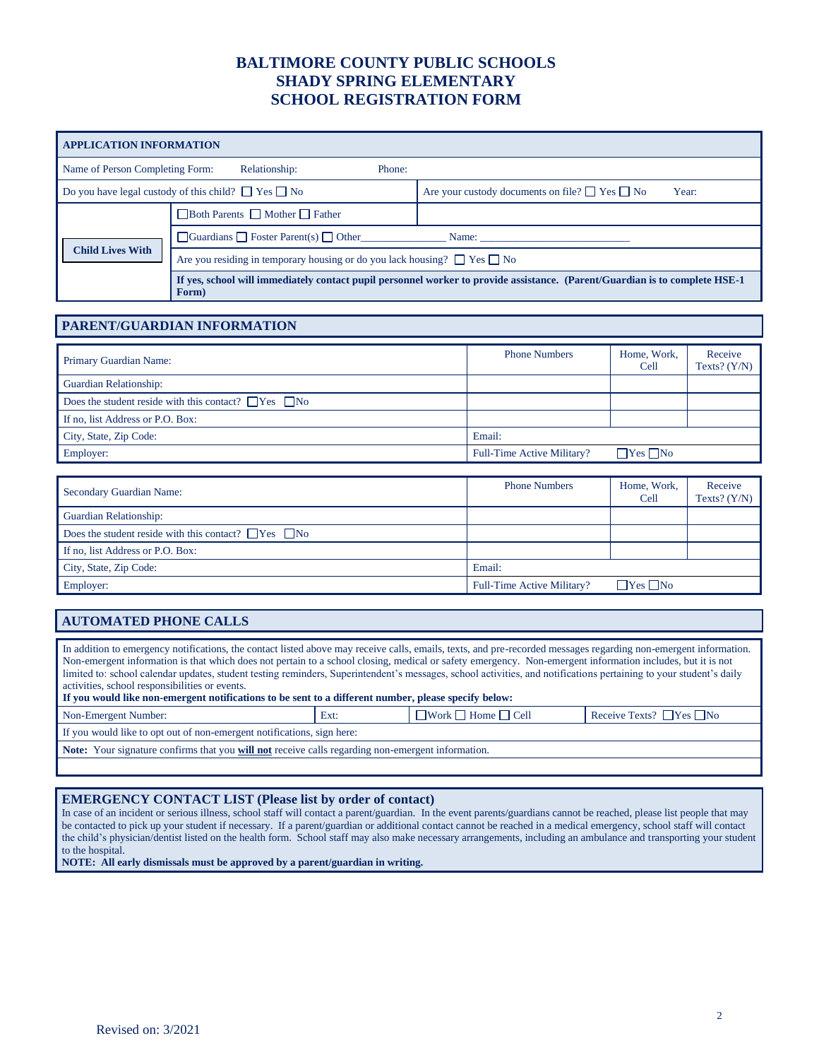# BALTIMORE COUNTY PUBLIC SCHOOLS
# SHADY SPRING ELEMENTARY
# SCHOOL REGISTRATION FORM

| APPLICATION INFORMATION | | |
|---|---|---|
| Name of Person Completing Form: Relationship: Phone: | | |
| Do you have legal custody of this child? ☐ Yes ☐ No | | Are your custody documents on file? ☐ Yes ☐ No Year: |
| **Child Lives With** | ☐Both Parents ☐ Mother ☐ Father | |
| | ☐Guardians ☐ Foster Parent(s) ☐ Other_______________ Name: ___________________________ | |
| | Are you residing in temporary housing or do you lack housing? ☐ Yes ☐ No | |
| | **If yes, school will immediately contact pupil personnel worker to provide assistance. (Parent/Guardian is to complete HSE-1 Form)** | |

## PARENT/GUARDIAN INFORMATION

| Primary Guardian Name: | Phone Numbers | Home, Work, Cell | Receive Texts? (Y/N) |
|---|---|---|---|
| Guardian Relationship: | | | |
| Does the student reside with this contact? ☐Yes ☐No | | | |
| If no, list Address or P.O. Box: | | | |
| City, State, Zip Code: | Email: | | |
| Employer: | Full-Time Active Military? ☐Yes ☐No | | |

| Secondary Guardian Name: | Phone Numbers | Home, Work, Cell | Receive Texts? (Y/N) |
|---|---|---|---|
| Guardian Relationship: | | | |
| Does the student reside with this contact? ☐Yes ☐No | | | |
| If no, list Address or P.O. Box: | | | |
| City, State, Zip Code: | Email: | | |
| Employer: | Full-Time Active Military? ☐Yes ☐No | | |

## AUTOMATED PHONE CALLS

In addition to emergency notifications, the contact listed above may receive calls, emails, texts, and pre-recorded messages regarding non-emergent information. Non-emergent information is that which does not pertain to a school closing, medical or safety emergency. Non-emergent information includes, but it is not limited to: school calendar updates, student testing reminders, Superintendent's messages, school activities, and notifications pertaining to your student's daily activities, school responsibilities or events.
**If you would like non-emergent notifications to be sent to a different number, please specify below:**

| Non-Emergent Number: | Ext: | ☐Work ☐ Home ☐ Cell | Receive Texts? ☐Yes ☐No |
|---|---|---|---|
| If you would like to opt out of non-emergent notifications, sign here: | | | |
| **Note:** Your signature confirms that you **will not** receive calls regarding non-emergent information. | | | |
| | | | |

## EMERGENCY CONTACT LIST (Please list by order of contact)

In case of an incident or serious illness, school staff will contact a parent/guardian. In the event parents/guardians cannot be reached, please list people that may be contacted to pick up your student if necessary. If a parent/guardian or additional contact cannot be reached in a medical emergency, school staff will contact the child's physician/dentist listed on the health form. School staff may also make necessary arrangements, including an ambulance and transporting your student to the hospital.
**NOTE: All early dismissals must be approved by a parent/guardian in writing.**

Revised on: 3/2021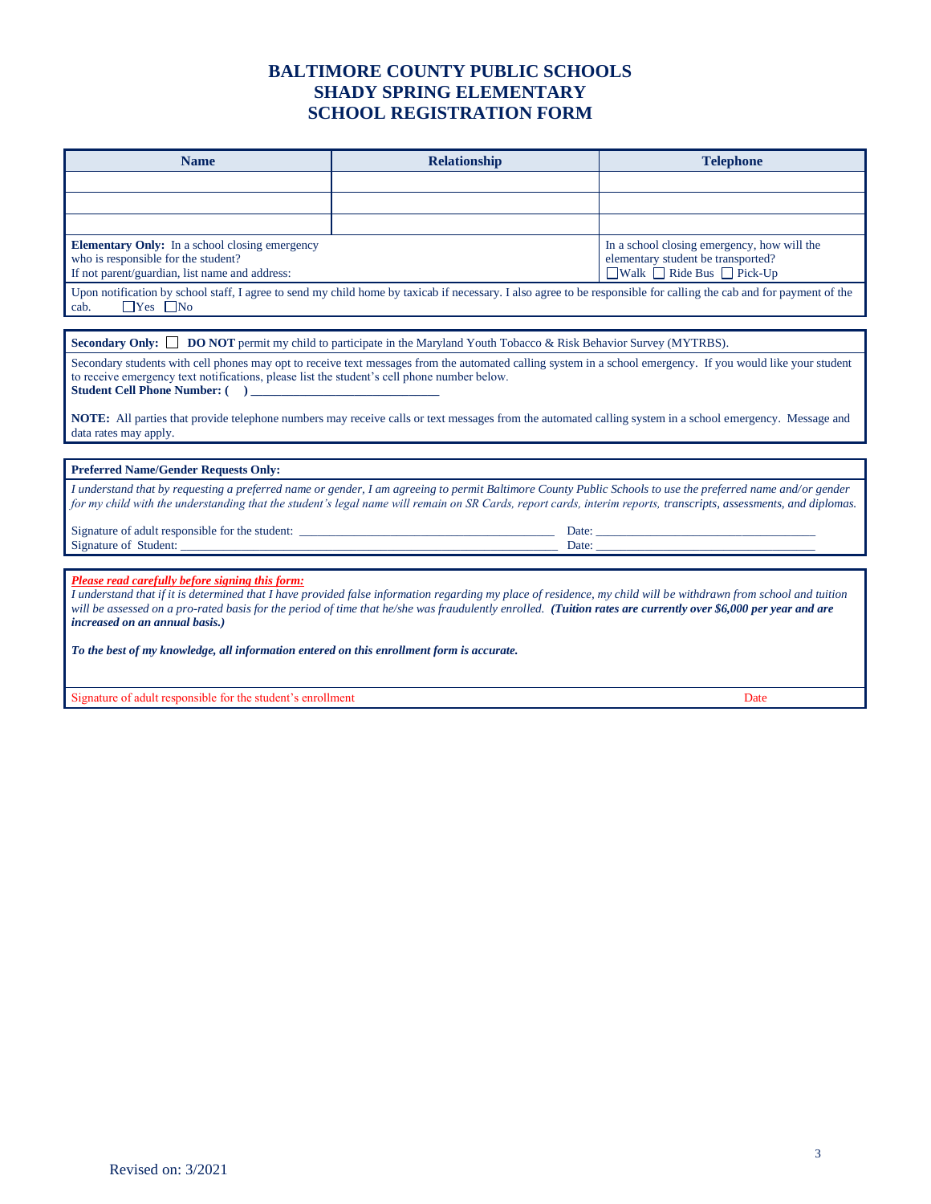# BALTIMORE COUNTY PUBLIC SCHOOLS
# SHADY SPRING ELEMENTARY
# SCHOOL REGISTRATION FORM

| Name | Relationship | Telephone |
|---|---|---|
| | | |
| | | |
| | | |

**Elementary Only:** In a school closing emergency who is responsible for the student? If not parent/guardian, list name and address:

In a school closing emergency, how will the elementary student be transported?
☐ Walk ☐ Ride Bus ☐ Pick-Up

Upon notification by school staff, I agree to send my child home by taxicab if necessary. I also agree to be responsible for calling the cab and for payment of the cab. ☐ Yes ☐ No

**Secondary Only:** ☐ **DO NOT** permit my child to participate in the Maryland Youth Tobacco & Risk Behavior Survey (MYTRBS).

Secondary students with cell phones may opt to receive text messages from the automated calling system in a school emergency. If you would like your student to receive emergency text notifications, please list the student's cell phone number below.
**Student Cell Phone Number: (    ) ____________________________**

**NOTE:** All parties that provide telephone numbers may receive calls or text messages from the automated calling system in a school emergency. Message and data rates may apply.

**Preferred Name/Gender Requests Only:**

*I understand that by requesting a preferred name or gender, I am agreeing to permit Baltimore County Public Schools to use the preferred name and/or gender for my child with the understanding that the student's legal name will remain on SR Cards, report cards, interim reports, transcripts, assessments, and diplomas.*

Signature of adult responsible for the student: ______________________________ Date: ______________________
Signature of Student: ______________________________ Date: ______________________

***Please read carefully before signing this form:***

*I understand that if it is determined that I have provided false information regarding my place of residence, my child will be withdrawn from school and tuition will be assessed on a pro-rated basis for the period of time that he/she was fraudulently enrolled.* ***(Tuition rates are currently over $6,000 per year and are increased on an annual basis.)***

***To the best of my knowledge, all information entered on this enrollment form is accurate.***

Signature of adult responsible for the student's enrollment                                Date

Revised on: 3/2021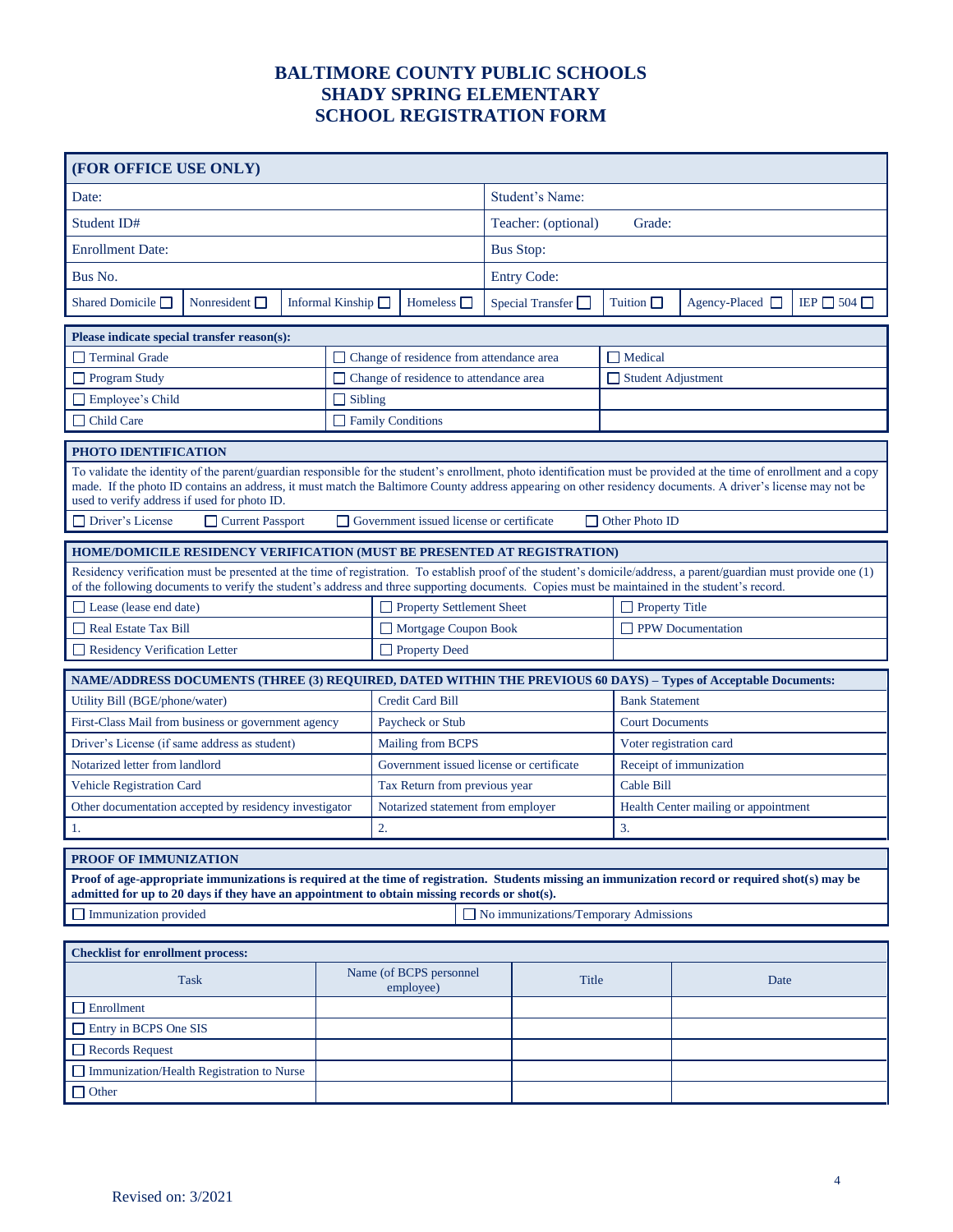# BALTIMORE COUNTY PUBLIC SCHOOLS
# SHADY SPRING ELEMENTARY
# SCHOOL REGISTRATION FORM

**(FOR OFFICE USE ONLY)**

| | |
|---|---|
| Date: | Student's Name: |
| Student ID# | Teacher: (optional) Grade: |
| Enrollment Date: | Bus Stop: |
| Bus No. | Entry Code: |

| | | | | | | | |
|---|---|---|---|---|---|---|---|
| Shared Domicile ☐ | Nonresident ☐ | Informal Kinship ☐ | Homeless ☐ | Special Transfer ☐ | Tuition ☐ | Agency-Placed ☐ | IEP ☐ 504 ☐ |

**Please indicate special transfer reason(s):**

| | | |
|---|---|---|
| ☐ Terminal Grade | ☐ Change of residence from attendance area | ☐ Medical |
| ☐ Program Study | ☐ Change of residence to attendance area | ☐ Student Adjustment |
| ☐ Employee's Child | ☐ Sibling | |
| ☐ Child Care | ☐ Family Conditions | |

**PHOTO IDENTIFICATION**

To validate the identity of the parent/guardian responsible for the student's enrollment, photo identification must be provided at the time of enrollment and a copy made. If the photo ID contains an address, it must match the Baltimore County address appearing on other residency documents. A driver's license may not be used to verify address if used for photo ID.

☐ Driver's License ☐ Current Passport ☐ Government issued license or certificate ☐ Other Photo ID

**HOME/DOMICILE RESIDENCY VERIFICATION (MUST BE PRESENTED AT REGISTRATION)**

Residency verification must be presented at the time of registration. To establish proof of the student's domicile/address, a parent/guardian must provide one (1) of the following documents to verify the student's address and three supporting documents. Copies must be maintained in the student's record.

| | | |
|---|---|---|
| ☐ Lease (lease end date) | ☐ Property Settlement Sheet | ☐ Property Title |
| ☐ Real Estate Tax Bill | ☐ Mortgage Coupon Book | ☐ PPW Documentation |
| ☐ Residency Verification Letter | ☐ Property Deed | |

**NAME/ADDRESS DOCUMENTS (THREE (3) REQUIRED, DATED WITHIN THE PREVIOUS 60 DAYS) – Types of Acceptable Documents:**

| | | |
|---|---|---|
| Utility Bill (BGE/phone/water) | Credit Card Bill | Bank Statement |
| First-Class Mail from business or government agency | Paycheck or Stub | Court Documents |
| Driver's License (if same address as student) | Mailing from BCPS | Voter registration card |
| Notarized letter from landlord | Government issued license or certificate | Receipt of immunization |
| Vehicle Registration Card | Tax Return from previous year | Cable Bill |
| Other documentation accepted by residency investigator | Notarized statement from employer | Health Center mailing or appointment |
| 1. | 2. | 3. |

**PROOF OF IMMUNIZATION**

**Proof of age-appropriate immunizations is required at the time of registration. Students missing an immunization record or required shot(s) may be admitted for up to 20 days if they have an appointment to obtain missing records or shot(s).**

☐ Immunization provided ☐ No immunizations/Temporary Admissions

**Checklist for enrollment process:**

| Task | Name (of BCPS personnel employee) | Title | Date |
|---|---|---|---|
| ☐ Enrollment | | | |
| ☐ Entry in BCPS One SIS | | | |
| ☐ Records Request | | | |
| ☐ Immunization/Health Registration to Nurse | | | |
| ☐ Other | | | |

Revised on: 3/2021